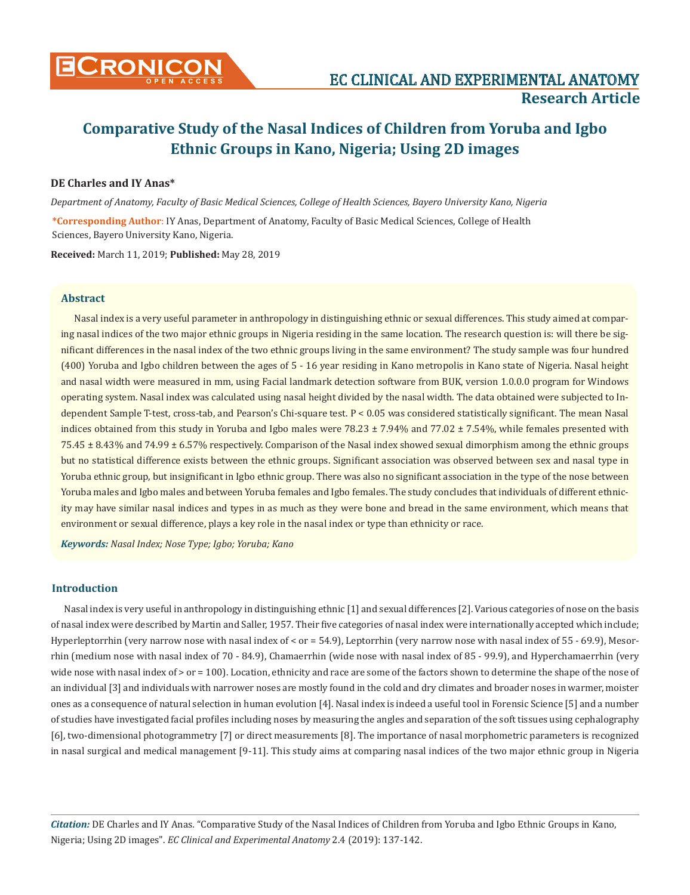# Comparative Study of the Nasal Indices of Children from Yoruba and Igbo Ethnic Groups in Kano, Nigeria; Using 2D images

**DE Charles and IY Anas***

*Department of Anatomy, Faculty of Basic Medical Sciences, College of Health Sciences, Bayero University Kano, Nigeria*

***Corresponding Author**: IY Anas, Department of Anatomy, Faculty of Basic Medical Sciences, College of Health Sciences, Bayero University Kano, Nigeria.

**Received:** March 11, 2019; **Published:** May 28, 2019

## Abstract

Nasal index is a very useful parameter in anthropology in distinguishing ethnic or sexual differences. This study aimed at comparing nasal indices of the two major ethnic groups in Nigeria residing in the same location. The research question is: will there be significant differences in the nasal index of the two ethnic groups living in the same environment? The study sample was four hundred (400) Yoruba and Igbo children between the ages of 5 - 16 year residing in Kano metropolis in Kano state of Nigeria. Nasal height and nasal width were measured in mm, using Facial landmark detection software from BUK, version 1.0.0.0 program for Windows operating system. Nasal index was calculated using nasal height divided by the nasal width. The data obtained were subjected to Independent Sample T-test, cross-tab, and Pearson's Chi-square test. P < 0.05 was considered statistically significant. The mean Nasal indices obtained from this study in Yoruba and Igbo males were 78.23 ± 7.94% and 77.02 ± 7.54%, while females presented with 75.45 ± 8.43% and 74.99 ± 6.57% respectively. Comparison of the Nasal index showed sexual dimorphism among the ethnic groups but no statistical difference exists between the ethnic groups. Significant association was observed between sex and nasal type in Yoruba ethnic group, but insignificant in Igbo ethnic group. There was also no significant association in the type of the nose between Yoruba males and Igbo males and between Yoruba females and Igbo females. The study concludes that individuals of different ethnicity may have similar nasal indices and types in as much as they were bone and bread in the same environment, which means that environment or sexual difference, plays a key role in the nasal index or type than ethnicity or race.

***Keywords:** Nasal Index; Nose Type; Igbo; Yoruba; Kano*

## Introduction

Nasal index is very useful in anthropology in distinguishing ethnic [1] and sexual differences [2]. Various categories of nose on the basis of nasal index were described by Martin and Saller, 1957. Their five categories of nasal index were internationally accepted which include; Hyperleptorrhin (very narrow nose with nasal index of < or = 54.9), Leptorrhin (very narrow nose with nasal index of 55 - 69.9), Mesorrhin (medium nose with nasal index of 70 - 84.9), Chamaerrhin (wide nose with nasal index of 85 - 99.9), and Hyperchamaerrhin (very wide nose with nasal index of > or = 100). Location, ethnicity and race are some of the factors shown to determine the shape of the nose of an individual [3] and individuals with narrower noses are mostly found in the cold and dry climates and broader noses in warmer, moister ones as a consequence of natural selection in human evolution [4]. Nasal index is indeed a useful tool in Forensic Science [5] and a number of studies have investigated facial profiles including noses by measuring the angles and separation of the soft tissues using cephalography [6], two-dimensional photogrammetry [7] or direct measurements [8]. The importance of nasal morphometric parameters is recognized in nasal surgical and medical management [9-11]. This study aims at comparing nasal indices of the two major ethnic group in Nigeria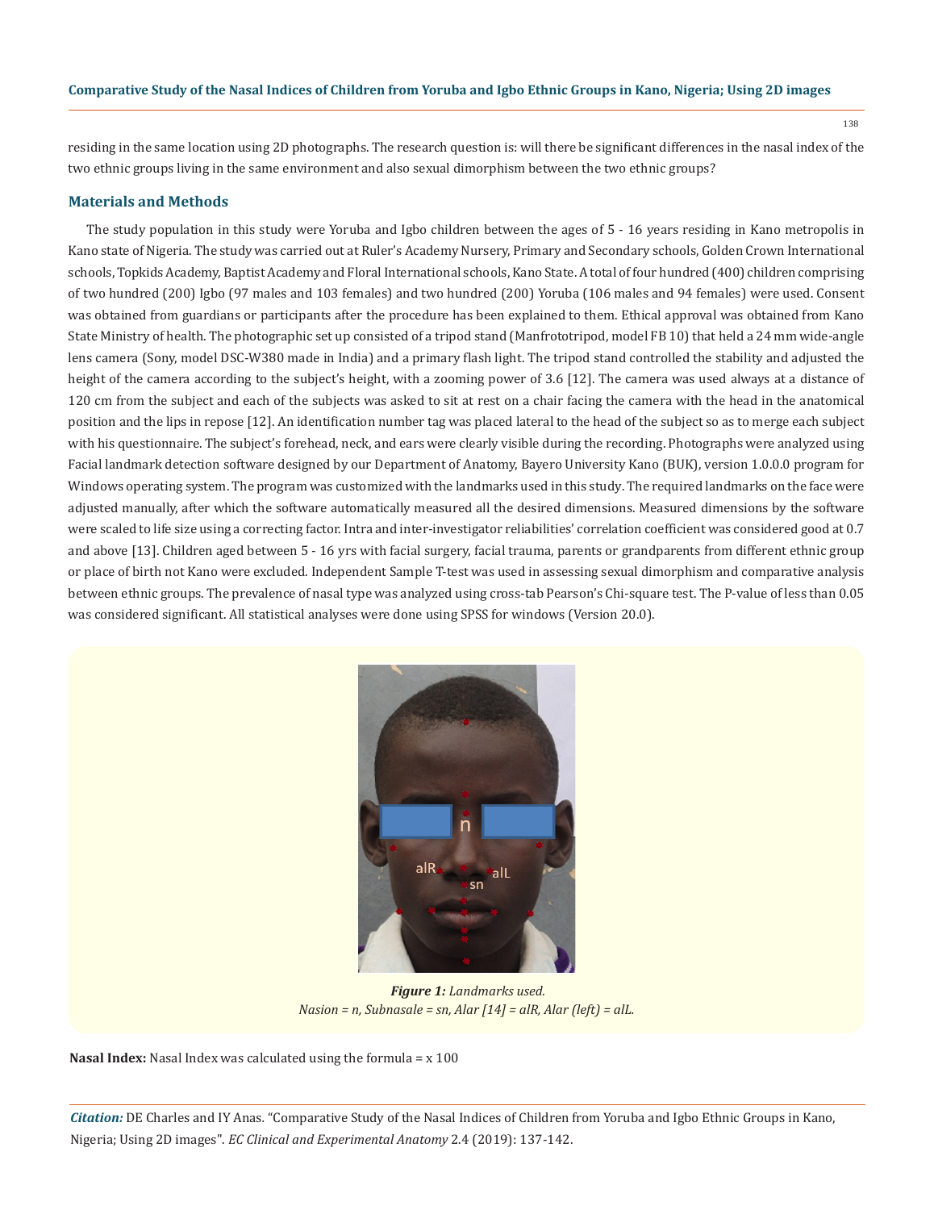residing in the same location using 2D photographs. The research question is: will there be significant differences in the nasal index of the two ethnic groups living in the same environment and also sexual dimorphism between the two ethnic groups?

## Materials and Methods

The study population in this study were Yoruba and Igbo children between the ages of 5 - 16 years residing in Kano metropolis in Kano state of Nigeria. The study was carried out at Ruler's Academy Nursery, Primary and Secondary schools, Golden Crown International schools, Topkids Academy, Baptist Academy and Floral International schools, Kano State. A total of four hundred (400) children comprising of two hundred (200) Igbo (97 males and 103 females) and two hundred (200) Yoruba (106 males and 94 females) were used. Consent was obtained from guardians or participants after the procedure has been explained to them. Ethical approval was obtained from Kano State Ministry of health. The photographic set up consisted of a tripod stand (Manfrototripod, model FB 10) that held a 24 mm wide-angle lens camera (Sony, model DSC-W380 made in India) and a primary flash light. The tripod stand controlled the stability and adjusted the height of the camera according to the subject's height, with a zooming power of 3.6 [12]. The camera was used always at a distance of 120 cm from the subject and each of the subjects was asked to sit at rest on a chair facing the camera with the head in the anatomical position and the lips in repose [12]. An identification number tag was placed lateral to the head of the subject so as to merge each subject with his questionnaire. The subject's forehead, neck, and ears were clearly visible during the recording. Photographs were analyzed using Facial landmark detection software designed by our Department of Anatomy, Bayero University Kano (BUK), version 1.0.0.0 program for Windows operating system. The program was customized with the landmarks used in this study. The required landmarks on the face were adjusted manually, after which the software automatically measured all the desired dimensions. Measured dimensions by the software were scaled to life size using a correcting factor. Intra and inter-investigator reliabilities' correlation coefficient was considered good at 0.7 and above [13]. Children aged between 5 - 16 yrs with facial surgery, facial trauma, parents or grandparents from different ethnic group or place of birth not Kano were excluded. Independent Sample T-test was used in assessing sexual dimorphism and comparative analysis between ethnic groups. The prevalence of nasal type was analyzed using cross-tab Pearson's Chi-square test. The P-value of less than 0.05 was considered significant. All statistical analyses were done using SPSS for windows (Version 20.0).

***Figure 1:*** *Landmarks used.*
*Nasion = n, Subnasale = sn, Alar [14] = alR, Alar (left) = alL.*

**Nasal Index:** Nasal Index was calculated using the formula = x 100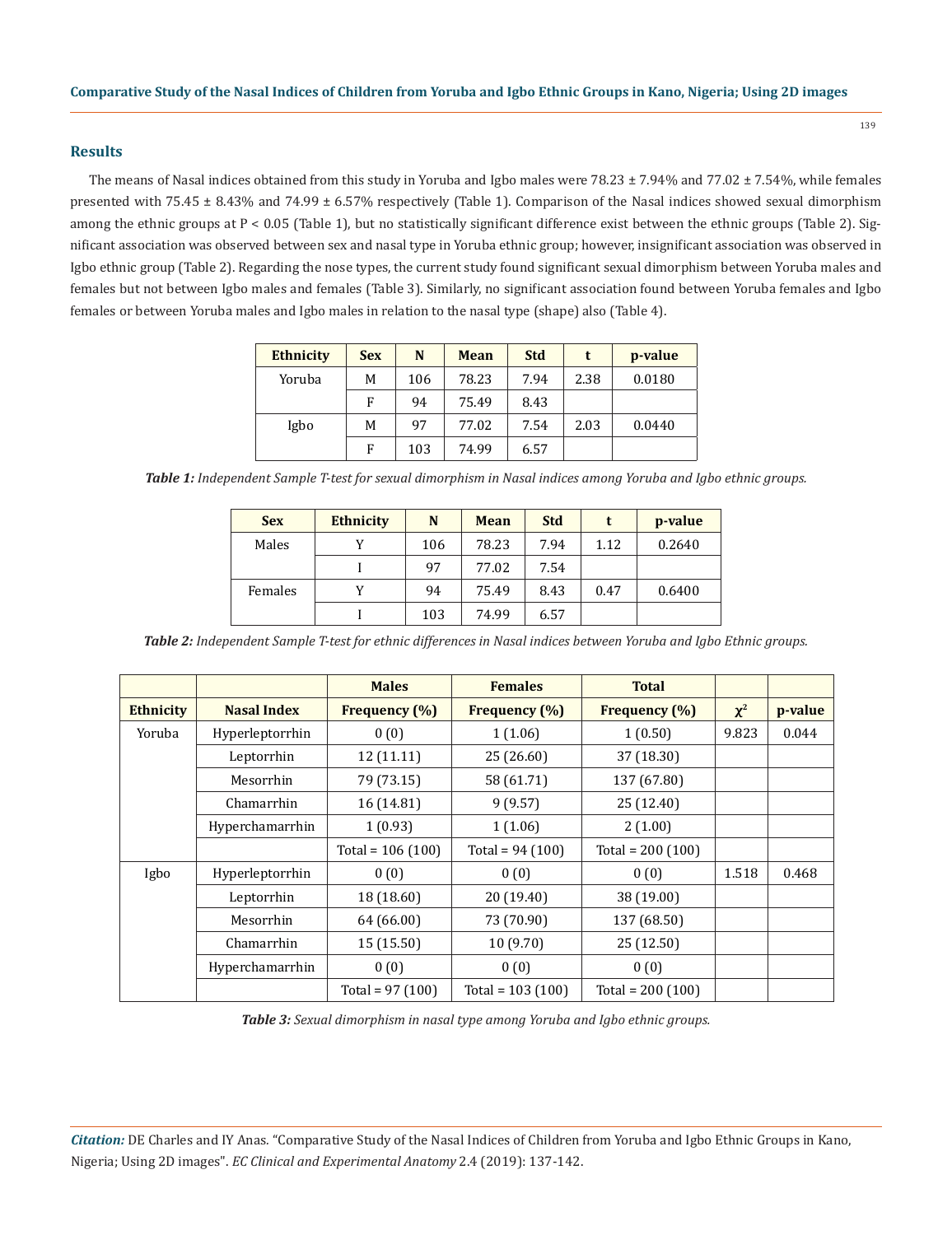## Results

The means of Nasal indices obtained from this study in Yoruba and Igbo males were 78.23 ± 7.94% and 77.02 ± 7.54%, while females presented with 75.45 ± 8.43% and 74.99 ± 6.57% respectively (Table 1). Comparison of the Nasal indices showed sexual dimorphism among the ethnic groups at $P < 0.05$ (Table 1), but no statistically significant difference exist between the ethnic groups (Table 2). Significant association was observed between sex and nasal type in Yoruba ethnic group; however, insignificant association was observed in Igbo ethnic group (Table 2). Regarding the nose types, the current study found significant sexual dimorphism between Yoruba males and females but not between Igbo males and females (Table 3). Similarly, no significant association found between Yoruba females and Igbo females or between Yoruba males and Igbo males in relation to the nasal type (shape) also (Table 4).

| Ethnicity | Sex | N | Mean | Std | t | p-value |
|---|---|---|---|---|---|---|
| Yoruba | M | 106 | 78.23 | 7.94 | 2.38 | 0.0180 |
| | F | 94 | 75.49 | 8.43 | | |
| Igbo | M | 97 | 77.02 | 7.54 | 2.03 | 0.0440 |
| | F | 103 | 74.99 | 6.57 | | |

***Table 1:*** *Independent Sample T-test for sexual dimorphism in Nasal indices among Yoruba and Igbo ethnic groups.*

| Sex | Ethnicity | N | Mean | Std | t | p-value |
|---|---|---|---|---|---|---|
| Males | Y | 106 | 78.23 | 7.94 | 1.12 | 0.2640 |
| | I | 97 | 77.02 | 7.54 | | |
| Females | Y | 94 | 75.49 | 8.43 | 0.47 | 0.6400 |
| | I | 103 | 74.99 | 6.57 | | |

***Table 2:*** *Independent Sample T-test for ethnic differences in Nasal indices between Yoruba and Igbo Ethnic groups.*

| | | Males | Females | Total | | |
|---|---|---|---|---|---|---|
| **Ethnicity** | **Nasal Index** | **Frequency (%)** | **Frequency (%)** | **Frequency (%)** | $\chi^2$ | **p-value** |
| Yoruba | Hyperleptorrhin | 0 (0) | 1 (1.06) | 1 (0.50) | 9.823 | 0.044 |
| | Leptorrhin | 12 (11.11) | 25 (26.60) | 37 (18.30) | | |
| | Mesorrhin | 79 (73.15) | 58 (61.71) | 137 (67.80) | | |
| | Chamarrhin | 16 (14.81) | 9 (9.57) | 25 (12.40) | | |
| | Hyperchamarrhin | 1 (0.93) | 1 (1.06) | 2 (1.00) | | |
| | | Total = 106 (100) | Total = 94 (100) | Total = 200 (100) | | |
| Igbo | Hyperleptorrhin | 0 (0) | 0 (0) | 0 (0) | 1.518 | 0.468 |
| | Leptorrhin | 18 (18.60) | 20 (19.40) | 38 (19.00) | | |
| | Mesorrhin | 64 (66.00) | 73 (70.90) | 137 (68.50) | | |
| | Chamarrhin | 15 (15.50) | 10 (9.70) | 25 (12.50) | | |
| | Hyperchamarrhin | 0 (0) | 0 (0) | 0 (0) | | |
| | | Total = 97 (100) | Total = 103 (100) | Total = 200 (100) | | |

***Table 3:*** *Sexual dimorphism in nasal type among Yoruba and Igbo ethnic groups.*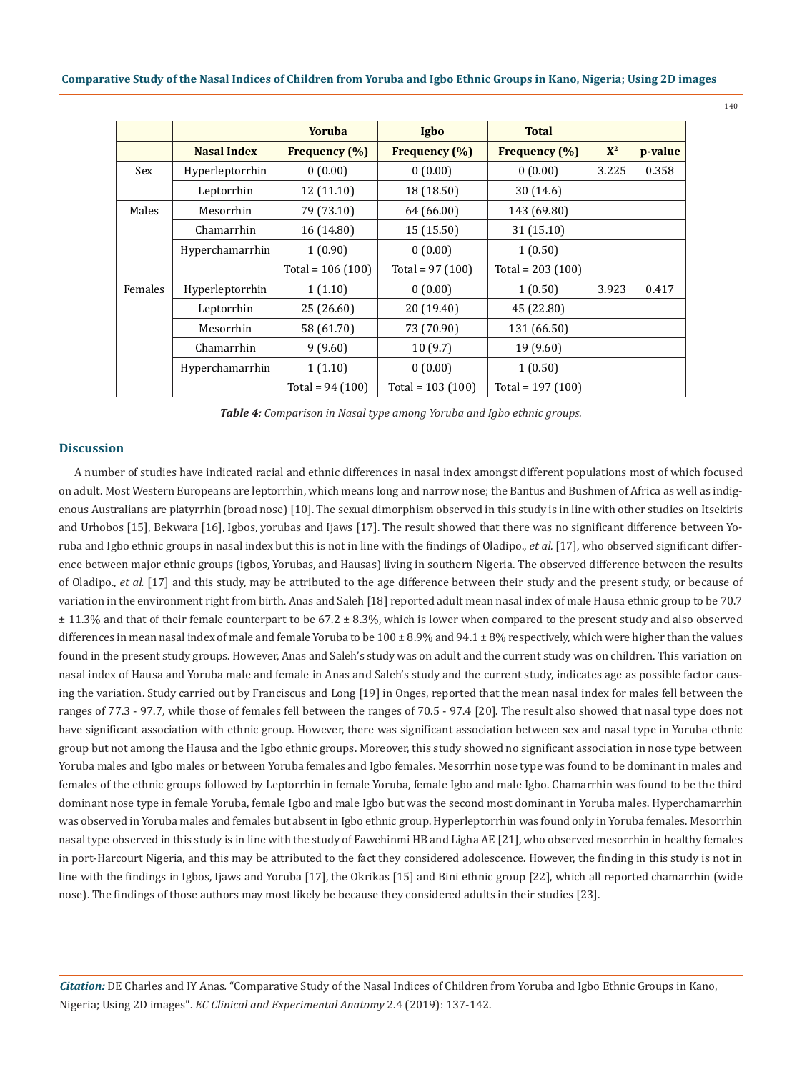| | | Yoruba | Igbo | Total | | |
|---|---|---|---|---|---|---|
| | Nasal Index | Frequency (%) | Frequency (%) | Frequency (%) | $X^2$ | p-value |
| Sex | Hyperleptorrhin | 0 (0.00) | 0 (0.00) | 0 (0.00) | 3.225 | 0.358 |
| | Leptorrhin | 12 (11.10) | 18 (18.50) | 30 (14.6) | | |
| Males | Mesorrhin | 79 (73.10) | 64 (66.00) | 143 (69.80) | | |
| | Chamarrhin | 16 (14.80) | 15 (15.50) | 31 (15.10) | | |
| | Hyperchamarrhin | 1 (0.90) | 0 (0.00) | 1 (0.50) | | |
| | | Total = 106 (100) | Total = 97 (100) | Total = 203 (100) | | |
| Females | Hyperleptorrhin | 1 (1.10) | 0 (0.00) | 1 (0.50) | 3.923 | 0.417 |
| | Leptorrhin | 25 (26.60) | 20 (19.40) | 45 (22.80) | | |
| | Mesorrhin | 58 (61.70) | 73 (70.90) | 131 (66.50) | | |
| | Chamarrhin | 9 (9.60) | 10 (9.7) | 19 (9.60) | | |
| | Hyperchamarrhin | 1 (1.10) | 0 (0.00) | 1 (0.50) | | |
| | | Total = 94 (100) | Total = 103 (100) | Total = 197 (100) | | |

***Table 4:*** *Comparison in Nasal type among Yoruba and Igbo ethnic groups.*

## Discussion

A number of studies have indicated racial and ethnic differences in nasal index amongst different populations most of which focused on adult. Most Western Europeans are leptorrhin, which means long and narrow nose; the Bantus and Bushmen of Africa as well as indigenous Australians are platyrrhin (broad nose) [10]. The sexual dimorphism observed in this study is in line with other studies on Itsekiris and Urhobos [15], Bekwara [16], Igbos, yorubas and Ijaws [17]. The result showed that there was no significant difference between Yoruba and Igbo ethnic groups in nasal index but this is not in line with the findings of Oladipo., *et al.* [17], who observed significant difference between major ethnic groups (igbos, Yorubas, and Hausas) living in southern Nigeria. The observed difference between the results of Oladipo., *et al.* [17] and this study, may be attributed to the age difference between their study and the present study, or because of variation in the environment right from birth. Anas and Saleh [18] reported adult mean nasal index of male Hausa ethnic group to be 70.7 ± 11.3% and that of their female counterpart to be 67.2 ± 8.3%, which is lower when compared to the present study and also observed differences in mean nasal index of male and female Yoruba to be 100 ± 8.9% and 94.1 ± 8% respectively, which were higher than the values found in the present study groups. However, Anas and Saleh's study was on adult and the current study was on children. This variation on nasal index of Hausa and Yoruba male and female in Anas and Saleh's study and the current study, indicates age as possible factor causing the variation. Study carried out by Franciscus and Long [19] in Onges, reported that the mean nasal index for males fell between the ranges of 77.3 - 97.7, while those of females fell between the ranges of 70.5 - 97.4 [20]. The result also showed that nasal type does not have significant association with ethnic group. However, there was significant association between sex and nasal type in Yoruba ethnic group but not among the Hausa and the Igbo ethnic groups. Moreover, this study showed no significant association in nose type between Yoruba males and Igbo males or between Yoruba females and Igbo females. Mesorrhin nose type was found to be dominant in males and females of the ethnic groups followed by Leptorrhin in female Yoruba, female Igbo and male Igbo. Chamarrhin was found to be the third dominant nose type in female Yoruba, female Igbo and male Igbo but was the second most dominant in Yoruba males. Hyperchamarrhin was observed in Yoruba males and females but absent in Igbo ethnic group. Hyperleptorrhin was found only in Yoruba females. Mesorrhin nasal type observed in this study is in line with the study of Fawehinmi HB and Ligha AE [21], who observed mesorrhin in healthy females in port-Harcourt Nigeria, and this may be attributed to the fact they considered adolescence. However, the finding in this study is not in line with the findings in Igbos, Ijaws and Yoruba [17], the Okrikas [15] and Bini ethnic group [22], which all reported chamarrhin (wide nose). The findings of those authors may most likely be because they considered adults in their studies [23].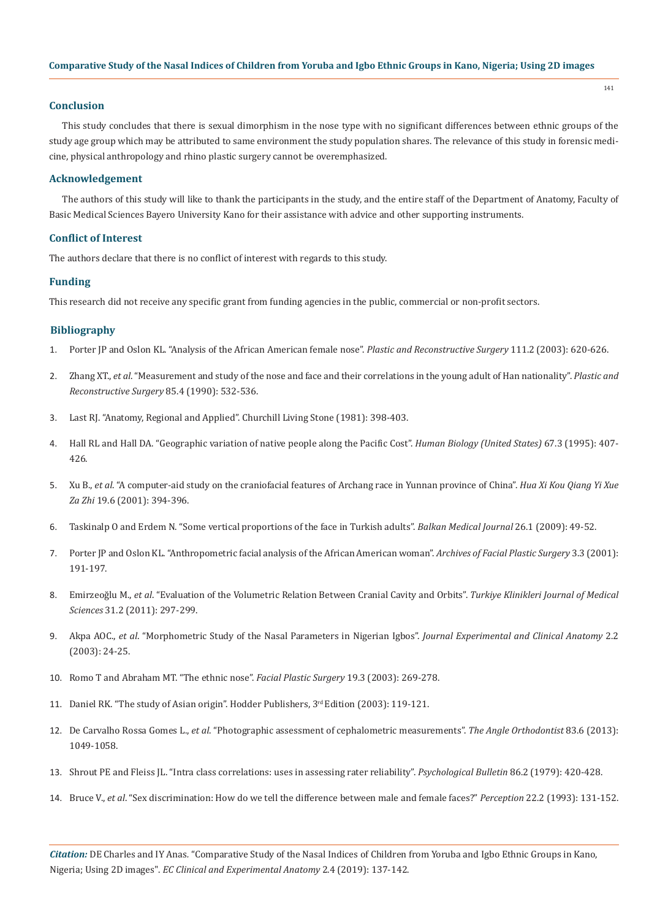## Conclusion

This study concludes that there is sexual dimorphism in the nose type with no significant differences between ethnic groups of the study age group which may be attributed to same environment the study population shares. The relevance of this study in forensic medicine, physical anthropology and rhino plastic surgery cannot be overemphasized.

## Acknowledgement

The authors of this study will like to thank the participants in the study, and the entire staff of the Department of Anatomy, Faculty of Basic Medical Sciences Bayero University Kano for their assistance with advice and other supporting instruments.

## Conflict of Interest

The authors declare that there is no conflict of interest with regards to this study.

## Funding

This research did not receive any specific grant from funding agencies in the public, commercial or non-profit sectors.

## Bibliography

1. Porter JP and Oslon KL. "Analysis of the African American female nose". *Plastic and Reconstructive Surgery* 111.2 (2003): 620-626.
2. Zhang XT., *et al*. "Measurement and study of the nose and face and their correlations in the young adult of Han nationality". *Plastic and Reconstructive Surgery* 85.4 (1990): 532-536.
3. Last RJ. "Anatomy, Regional and Applied". Churchill Living Stone (1981): 398-403.
4. Hall RL and Hall DA. "Geographic variation of native people along the Pacific Cost". *Human Biology (United States)* 67.3 (1995): 407-426.
5. Xu B., *et al*. "A computer-aid study on the craniofacial features of Archang race in Yunnan province of China". *Hua Xi Kou Qiang Yi Xue Za Zhi* 19.6 (2001): 394-396.
6. Taskinalp O and Erdem N. "Some vertical proportions of the face in Turkish adults". *Balkan Medical Journal* 26.1 (2009): 49-52.
7. Porter JP and Oslon KL. "Anthropometric facial analysis of the African American woman". *Archives of Facial Plastic Surgery* 3.3 (2001): 191-197.
8. Emirzeoğlu M., *et al*. "Evaluation of the Volumetric Relation Between Cranial Cavity and Orbits". *Turkiye Klinikleri Journal of Medical Sciences* 31.2 (2011): 297-299.
9. Akpa AOC., *et al*. "Morphometric Study of the Nasal Parameters in Nigerian Igbos". *Journal Experimental and Clinical Anatomy* 2.2 (2003): 24-25.
10. Romo T and Abraham MT. "The ethnic nose". *Facial Plastic Surgery* 19.3 (2003): 269-278.
11. Daniel RK. "The study of Asian origin". Hodder Publishers, 3rd Edition (2003): 119-121.
12. De Carvalho Rossa Gomes L., *et al*. "Photographic assessment of cephalometric measurements". *The Angle Orthodontist* 83.6 (2013): 1049-1058.
13. Shrout PE and Fleiss JL. "Intra class correlations: uses in assessing rater reliability". *Psychological Bulletin* 86.2 (1979): 420-428.
14. Bruce V., *et al*. "Sex discrimination: How do we tell the difference between male and female faces?" *Perception* 22.2 (1993): 131-152.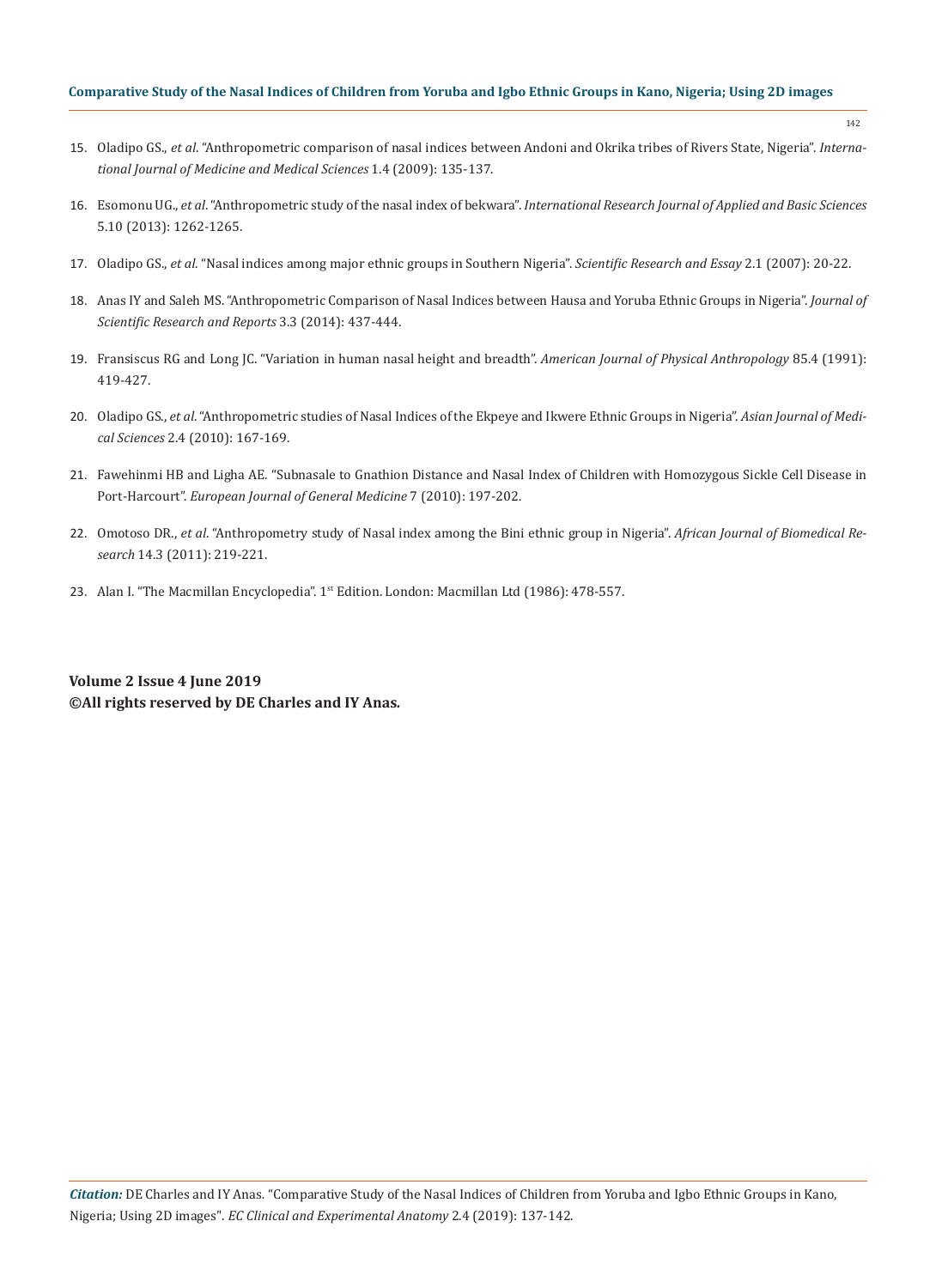15. Oladipo GS., *et al*. "Anthropometric comparison of nasal indices between Andoni and Okrika tribes of Rivers State, Nigeria". *International Journal of Medicine and Medical Sciences* 1.4 (2009): 135-137.

16. Esomonu UG., *et al*. "Anthropometric study of the nasal index of bekwara". *International Research Journal of Applied and Basic Sciences* 5.10 (2013): 1262-1265.

17. Oladipo GS., *et al*. "Nasal indices among major ethnic groups in Southern Nigeria". *Scientific Research and Essay* 2.1 (2007): 20-22.

18. Anas IY and Saleh MS. "Anthropometric Comparison of Nasal Indices between Hausa and Yoruba Ethnic Groups in Nigeria". *Journal of Scientific Research and Reports* 3.3 (2014): 437-444.

19. Fransiscus RG and Long JC. "Variation in human nasal height and breadth". *American Journal of Physical Anthropology* 85.4 (1991): 419-427.

20. Oladipo GS., *et al*. "Anthropometric studies of Nasal Indices of the Ekpeye and Ikwere Ethnic Groups in Nigeria". *Asian Journal of Medical Sciences* 2.4 (2010): 167-169.

21. Fawehinmi HB and Ligha AE. "Subnasale to Gnathion Distance and Nasal Index of Children with Homozygous Sickle Cell Disease in Port-Harcourt". *European Journal of General Medicine* 7 (2010): 197-202.

22. Omotoso DR., *et al*. "Anthropometry study of Nasal index among the Bini ethnic group in Nigeria". *African Journal of Biomedical Research* 14.3 (2011): 219-221.

23. Alan I. "The Macmillan Encyclopedia". 1st Edition. London: Macmillan Ltd (1986): 478-557.

**Volume 2 Issue 4 June 2019**
**©All rights reserved by DE Charles and IY Anas.**